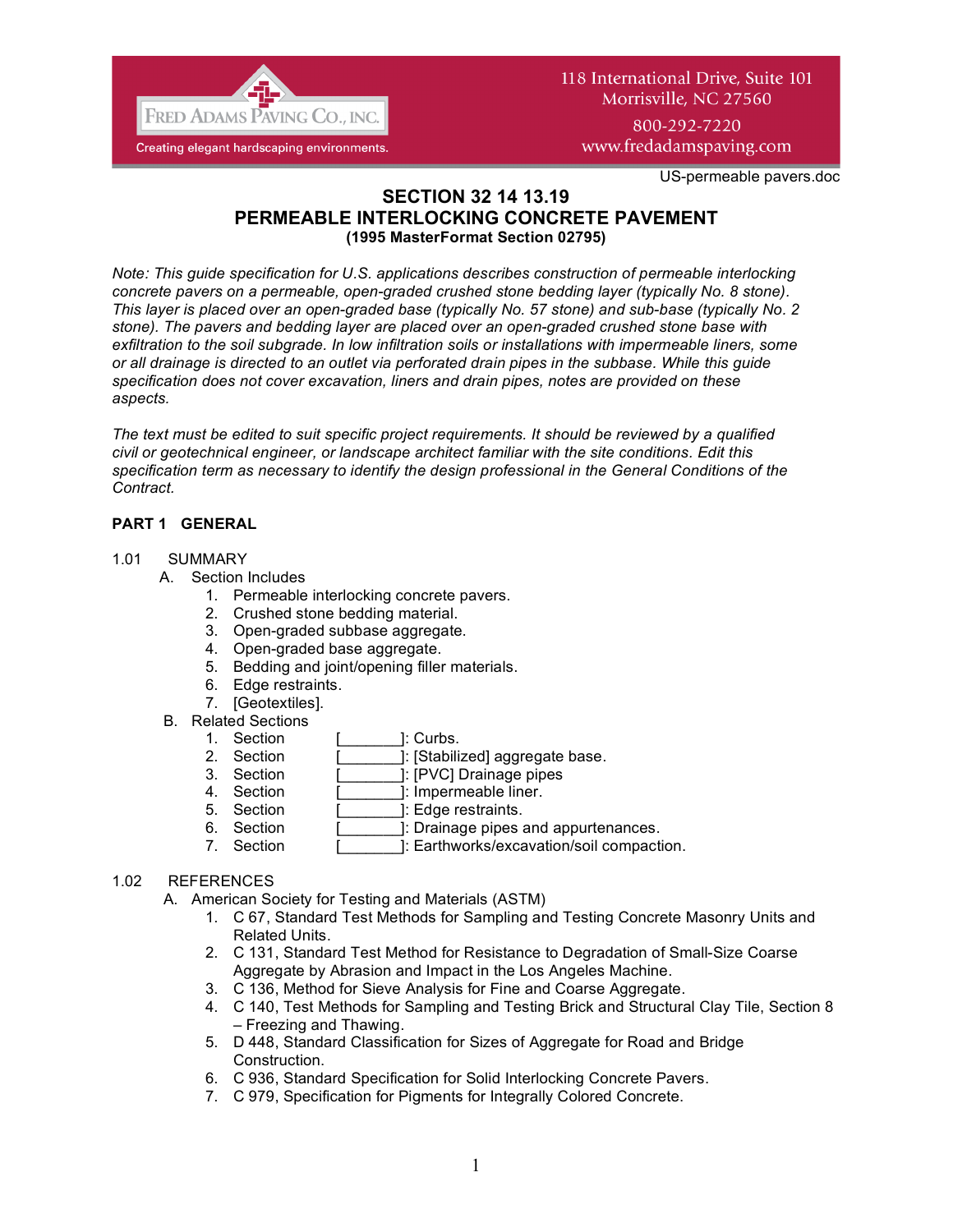US-permeable pavers.doc

# SECTION 32 14 13.19
# PERMEABLE INTERLOCKING CONCRETE PAVEMENT
**(1995 MasterFormat Section 02795)**

*Note: This guide specification for U.S. applications describes construction of permeable interlocking concrete pavers on a permeable, open-graded crushed stone bedding layer (typically No. 8 stone). This layer is placed over an open-graded base (typically No. 57 stone) and sub-base (typically No. 2 stone). The pavers and bedding layer are placed over an open-graded crushed stone base with exfiltration to the soil subgrade. In low infiltration soils or installations with impermeable liners, some or all drainage is directed to an outlet via perforated drain pipes in the subbase. While this guide specification does not cover excavation, liners and drain pipes, notes are provided on these aspects.*

*The text must be edited to suit specific project requirements. It should be reviewed by a qualified civil or geotechnical engineer, or landscape architect familiar with the site conditions. Edit this specification term as necessary to identify the design professional in the General Conditions of the Contract.*

## PART 1 GENERAL

1.01 SUMMARY

A. Section Includes
1. Permeable interlocking concrete pavers.
2. Crushed stone bedding material.
3. Open-graded subbase aggregate.
4. Open-graded base aggregate.
5. Bedding and joint/opening filler materials.
6. Edge restraints.
7. [Geotextiles].

B. Related Sections
1. Section [_______]: Curbs.
2. Section [_______]: [Stabilized] aggregate base.
3. Section [_______]: [PVC] Drainage pipes
4. Section [_______]: Impermeable liner.
5. Section [_______]: Edge restraints.
6. Section [_______]: Drainage pipes and appurtenances.
7. Section [_______]: Earthworks/excavation/soil compaction.

1.02 REFERENCES

A. American Society for Testing and Materials (ASTM)
1. C 67, Standard Test Methods for Sampling and Testing Concrete Masonry Units and Related Units.
2. C 131, Standard Test Method for Resistance to Degradation of Small-Size Coarse Aggregate by Abrasion and Impact in the Los Angeles Machine.
3. C 136, Method for Sieve Analysis for Fine and Coarse Aggregate.
4. C 140, Test Methods for Sampling and Testing Brick and Structural Clay Tile, Section 8 – Freezing and Thawing.
5. D 448, Standard Classification for Sizes of Aggregate for Road and Bridge Construction.
6. C 936, Standard Specification for Solid Interlocking Concrete Pavers.
7. C 979, Specification for Pigments for Integrally Colored Concrete.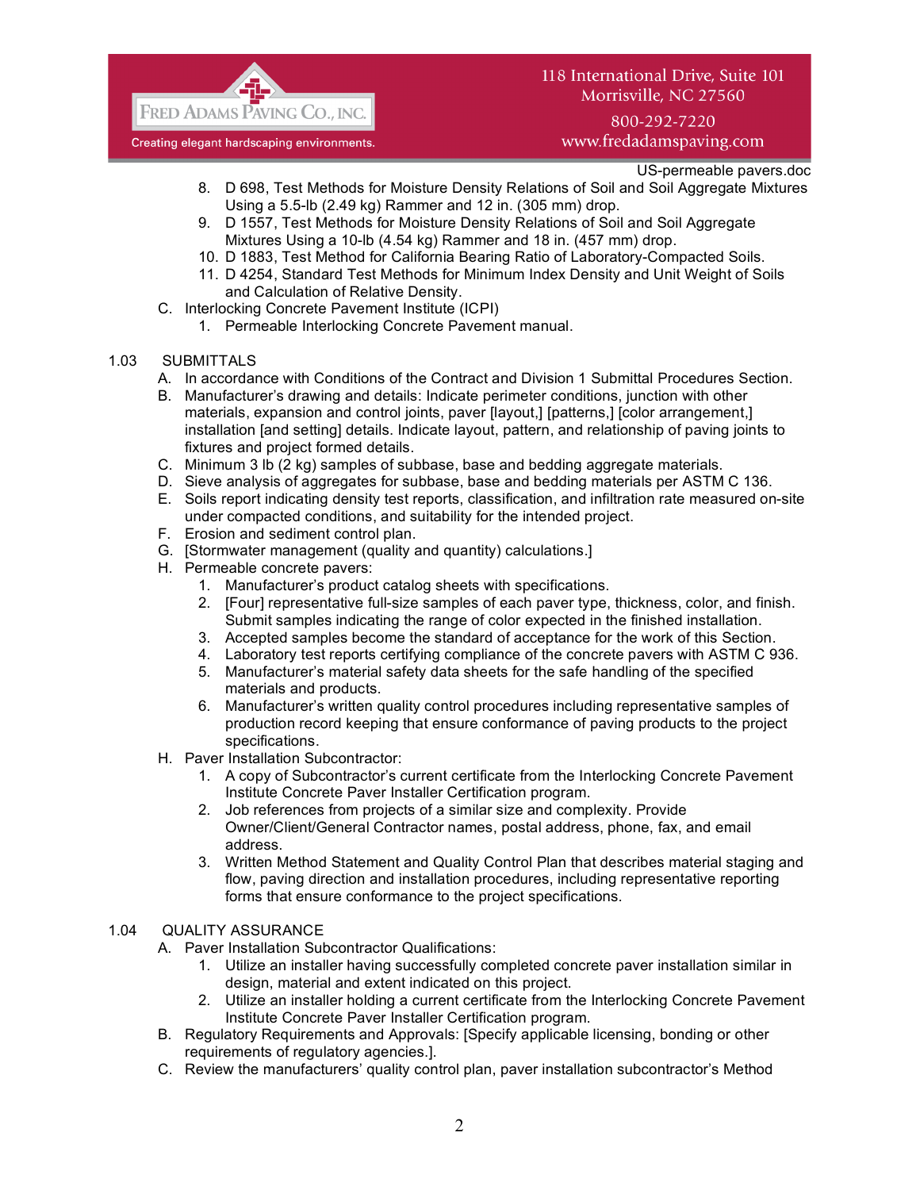8. D 698, Test Methods for Moisture Density Relations of Soil and Soil Aggregate Mixtures Using a 5.5-lb (2.49 kg) Rammer and 12 in. (305 mm) drop.
9. D 1557, Test Methods for Moisture Density Relations of Soil and Soil Aggregate Mixtures Using a 10-lb (4.54 kg) Rammer and 18 in. (457 mm) drop.
10. D 1883, Test Method for California Bearing Ratio of Laboratory-Compacted Soils.
11. D 4254, Standard Test Methods for Minimum Index Density and Unit Weight of Soils and Calculation of Relative Density.

C. Interlocking Concrete Pavement Institute (ICPI)
   1. Permeable Interlocking Concrete Pavement manual.

1.03 SUBMITTALS

A. In accordance with Conditions of the Contract and Division 1 Submittal Procedures Section.

B. Manufacturer's drawing and details: Indicate perimeter conditions, junction with other materials, expansion and control joints, paver [layout,] [patterns,] [color arrangement,] installation [and setting] details. Indicate layout, pattern, and relationship of paving joints to fixtures and project formed details.

C. Minimum 3 lb (2 kg) samples of subbase, base and bedding aggregate materials.

D. Sieve analysis of aggregates for subbase, base and bedding materials per ASTM C 136.

E. Soils report indicating density test reports, classification, and infiltration rate measured on-site under compacted conditions, and suitability for the intended project.

F. Erosion and sediment control plan.

G. [Stormwater management (quality and quantity) calculations.]

H. Permeable concrete pavers:
   1. Manufacturer's product catalog sheets with specifications.
   2. [Four] representative full-size samples of each paver type, thickness, color, and finish. Submit samples indicating the range of color expected in the finished installation.
   3. Accepted samples become the standard of acceptance for the work of this Section.
   4. Laboratory test reports certifying compliance of the concrete pavers with ASTM C 936.
   5. Manufacturer's material safety data sheets for the safe handling of the specified materials and products.
   6. Manufacturer's written quality control procedures including representative samples of production record keeping that ensure conformance of paving products to the project specifications.

H. Paver Installation Subcontractor:
   1. A copy of Subcontractor's current certificate from the Interlocking Concrete Pavement Institute Concrete Paver Installer Certification program.
   2. Job references from projects of a similar size and complexity. Provide Owner/Client/General Contractor names, postal address, phone, fax, and email address.
   3. Written Method Statement and Quality Control Plan that describes material staging and flow, paving direction and installation procedures, including representative reporting forms that ensure conformance to the project specifications.

1.04 QUALITY ASSURANCE

A. Paver Installation Subcontractor Qualifications:
   1. Utilize an installer having successfully completed concrete paver installation similar in design, material and extent indicated on this project.
   2. Utilize an installer holding a current certificate from the Interlocking Concrete Pavement Institute Concrete Paver Installer Certification program.

B. Regulatory Requirements and Approvals: [Specify applicable licensing, bonding or other requirements of regulatory agencies.].

C. Review the manufacturers' quality control plan, paver installation subcontractor's Method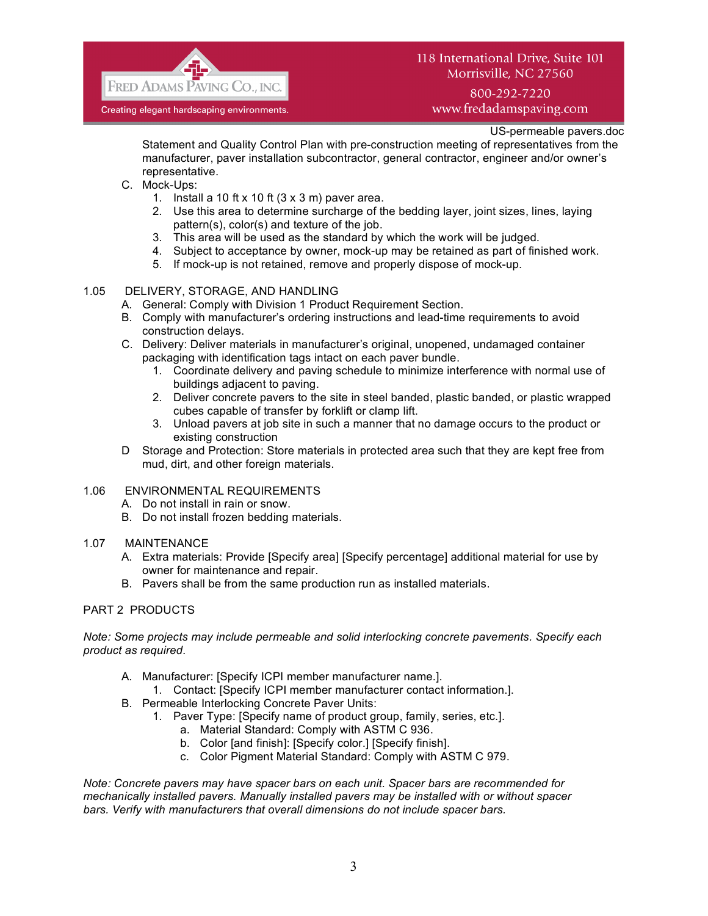Statement and Quality Control Plan with pre-construction meeting of representatives from the manufacturer, paver installation subcontractor, general contractor, engineer and/or owner's representative.

C. Mock-Ups:
   1. Install a 10 ft x 10 ft (3 x 3 m) paver area.
   2. Use this area to determine surcharge of the bedding layer, joint sizes, lines, laying pattern(s), color(s) and texture of the job.
   3. This area will be used as the standard by which the work will be judged.
   4. Subject to acceptance by owner, mock-up may be retained as part of finished work.
   5. If mock-up is not retained, remove and properly dispose of mock-up.

1.05 DELIVERY, STORAGE, AND HANDLING

A. General: Comply with Division 1 Product Requirement Section.

B. Comply with manufacturer's ordering instructions and lead-time requirements to avoid construction delays.

C. Delivery: Deliver materials in manufacturer's original, unopened, undamaged container packaging with identification tags intact on each paver bundle.
   1. Coordinate delivery and paving schedule to minimize interference with normal use of buildings adjacent to paving.
   2. Deliver concrete pavers to the site in steel banded, plastic banded, or plastic wrapped cubes capable of transfer by forklift or clamp lift.
   3. Unload pavers at job site in such a manner that no damage occurs to the product or existing construction

D Storage and Protection: Store materials in protected area such that they are kept free from mud, dirt, and other foreign materials.

1.06 ENVIRONMENTAL REQUIREMENTS

A. Do not install in rain or snow.

B. Do not install frozen bedding materials.

1.07 MAINTENANCE

A. Extra materials: Provide [Specify area] [Specify percentage] additional material for use by owner for maintenance and repair.

B. Pavers shall be from the same production run as installed materials.

PART 2 PRODUCTS

*Note: Some projects may include permeable and solid interlocking concrete pavements. Specify each product as required.*

A. Manufacturer: [Specify ICPI member manufacturer name.].
   1. Contact: [Specify ICPI member manufacturer contact information.].

B. Permeable Interlocking Concrete Paver Units:
   1. Paver Type: [Specify name of product group, family, series, etc.].
      a. Material Standard: Comply with ASTM C 936.
      b. Color [and finish]: [Specify color.] [Specify finish].
      c. Color Pigment Material Standard: Comply with ASTM C 979.

*Note: Concrete pavers may have spacer bars on each unit. Spacer bars are recommended for mechanically installed pavers. Manually installed pavers may be installed with or without spacer bars. Verify with manufacturers that overall dimensions do not include spacer bars.*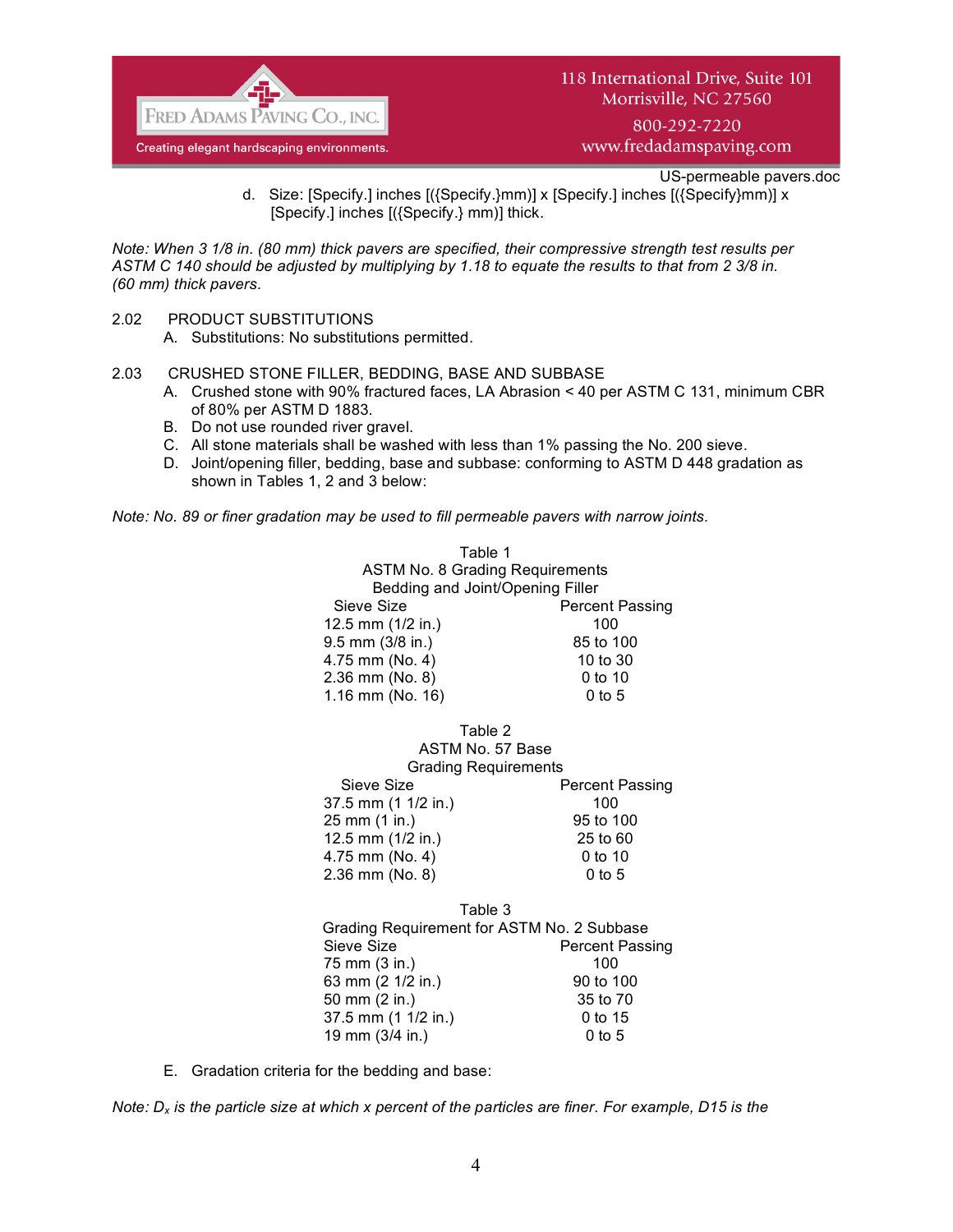d. Size: [Specify.] inches [({Specify.}mm)] x [Specify.] inches [({Specify}mm)] x [Specify.] inches [({Specify.} mm)] thick.

*Note: When 3 1/8 in. (80 mm) thick pavers are specified, their compressive strength test results per ASTM C 140 should be adjusted by multiplying by 1.18 to equate the results to that from 2 3/8 in. (60 mm) thick pavers.*

2.02 PRODUCT SUBSTITUTIONS

A. Substitutions: No substitutions permitted.

2.03 CRUSHED STONE FILLER, BEDDING, BASE AND SUBBASE

A. Crushed stone with 90% fractured faces, LA Abrasion < 40 per ASTM C 131, minimum CBR of 80% per ASTM D 1883.
B. Do not use rounded river gravel.
C. All stone materials shall be washed with less than 1% passing the No. 200 sieve.
D. Joint/opening filler, bedding, base and subbase: conforming to ASTM D 448 gradation as shown in Tables 1, 2 and 3 below:

*Note: No. 89 or finer gradation may be used to fill permeable pavers with narrow joints.*

Table 1
ASTM No. 8 Grading Requirements
Bedding and Joint/Opening Filler

| Sieve Size | Percent Passing |
|---|---|
| 12.5 mm (1/2 in.) | 100 |
| 9.5 mm (3/8 in.) | 85 to 100 |
| 4.75 mm (No. 4) | 10 to 30 |
| 2.36 mm (No. 8) | 0 to 10 |
| 1.16 mm (No. 16) | 0 to 5 |

Table 2
ASTM No. 57 Base
Grading Requirements

| Sieve Size | Percent Passing |
|---|---|
| 37.5 mm (1 1/2 in.) | 100 |
| 25 mm (1 in.) | 95 to 100 |
| 12.5 mm (1/2 in.) | 25 to 60 |
| 4.75 mm (No. 4) | 0 to 10 |
| 2.36 mm (No. 8) | 0 to 5 |

Table 3
Grading Requirement for ASTM No. 2 Subbase

| Sieve Size | Percent Passing |
|---|---|
| 75 mm (3 in.) | 100 |
| 63 mm (2 1/2 in.) | 90 to 100 |
| 50 mm (2 in.) | 35 to 70 |
| 37.5 mm (1 1/2 in.) | 0 to 15 |
| 19 mm (3/4 in.) | 0 to 5 |

E. Gradation criteria for the bedding and base:

*Note: $D_x$ is the particle size at which x percent of the particles are finer. For example, D15 is the*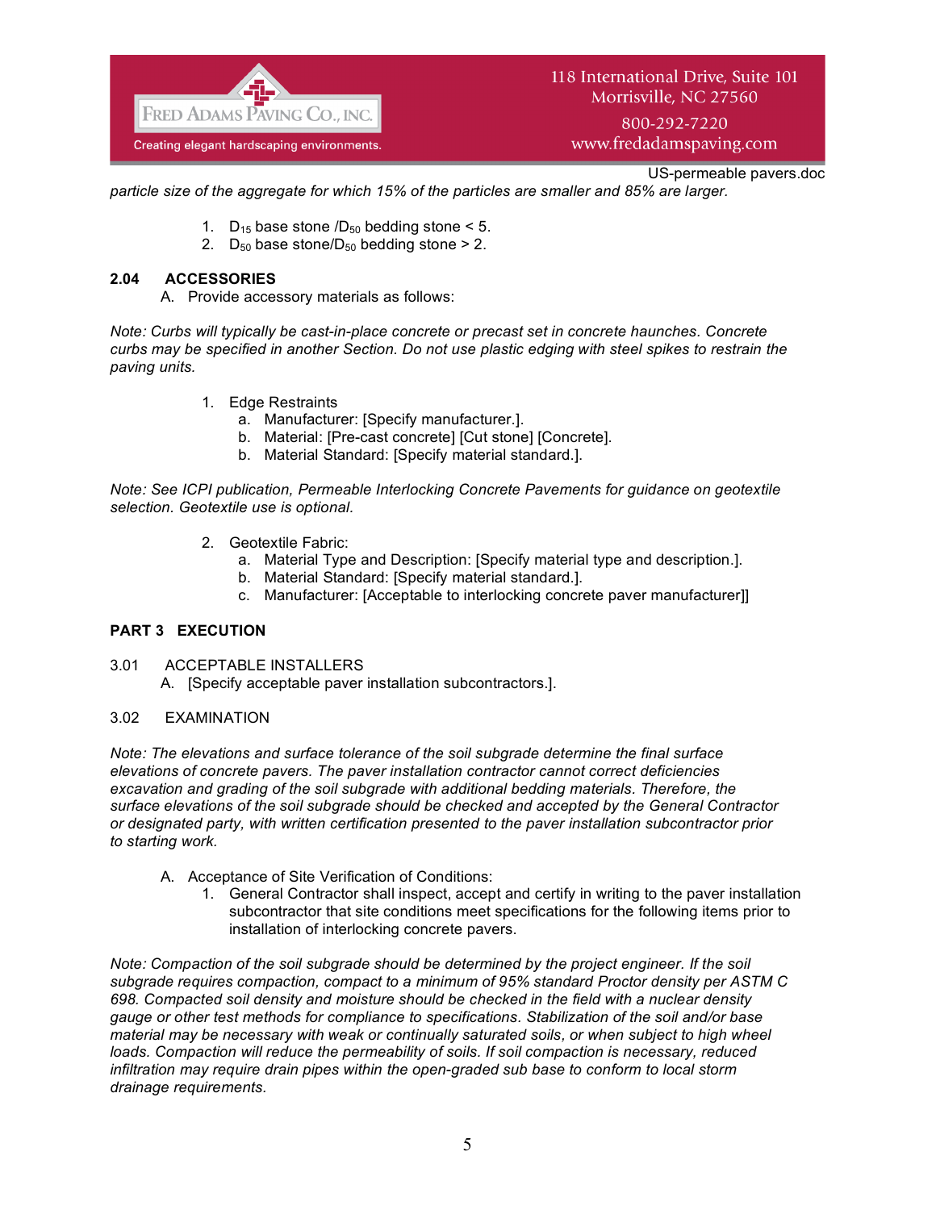*particle size of the aggregate for which 15% of the particles are smaller and 85% are larger.*

1. $D_{15}$ base stone /$D_{50}$ bedding stone < 5.
2. $D_{50}$ base stone/$D_{50}$ bedding stone > 2.

**2.04 ACCESSORIES**

A. Provide accessory materials as follows:

*Note: Curbs will typically be cast-in-place concrete or precast set in concrete haunches. Concrete curbs may be specified in another Section. Do not use plastic edging with steel spikes to restrain the paving units.*

1. Edge Restraints
   a. Manufacturer: [Specify manufacturer.].
   b. Material: [Pre-cast concrete] [Cut stone] [Concrete].
   b. Material Standard: [Specify material standard.].

*Note: See ICPI publication, Permeable Interlocking Concrete Pavements for guidance on geotextile selection. Geotextile use is optional.*

2. Geotextile Fabric:
   a. Material Type and Description: [Specify material type and description.].
   b. Material Standard: [Specify material standard.].
   c. Manufacturer: [Acceptable to interlocking concrete paver manufacturer]]

## PART 3 EXECUTION

3.01 ACCEPTABLE INSTALLERS

A. [Specify acceptable paver installation subcontractors.].

3.02 EXAMINATION

*Note: The elevations and surface tolerance of the soil subgrade determine the final surface elevations of concrete pavers. The paver installation contractor cannot correct deficiencies excavation and grading of the soil subgrade with additional bedding materials. Therefore, the surface elevations of the soil subgrade should be checked and accepted by the General Contractor or designated party, with written certification presented to the paver installation subcontractor prior to starting work.*

A. Acceptance of Site Verification of Conditions:
   1. General Contractor shall inspect, accept and certify in writing to the paver installation subcontractor that site conditions meet specifications for the following items prior to installation of interlocking concrete pavers.

*Note: Compaction of the soil subgrade should be determined by the project engineer. If the soil subgrade requires compaction, compact to a minimum of 95% standard Proctor density per ASTM C 698. Compacted soil density and moisture should be checked in the field with a nuclear density gauge or other test methods for compliance to specifications. Stabilization of the soil and/or base material may be necessary with weak or continually saturated soils, or when subject to high wheel loads. Compaction will reduce the permeability of soils. If soil compaction is necessary, reduced infiltration may require drain pipes within the open-graded sub base to conform to local storm drainage requirements.*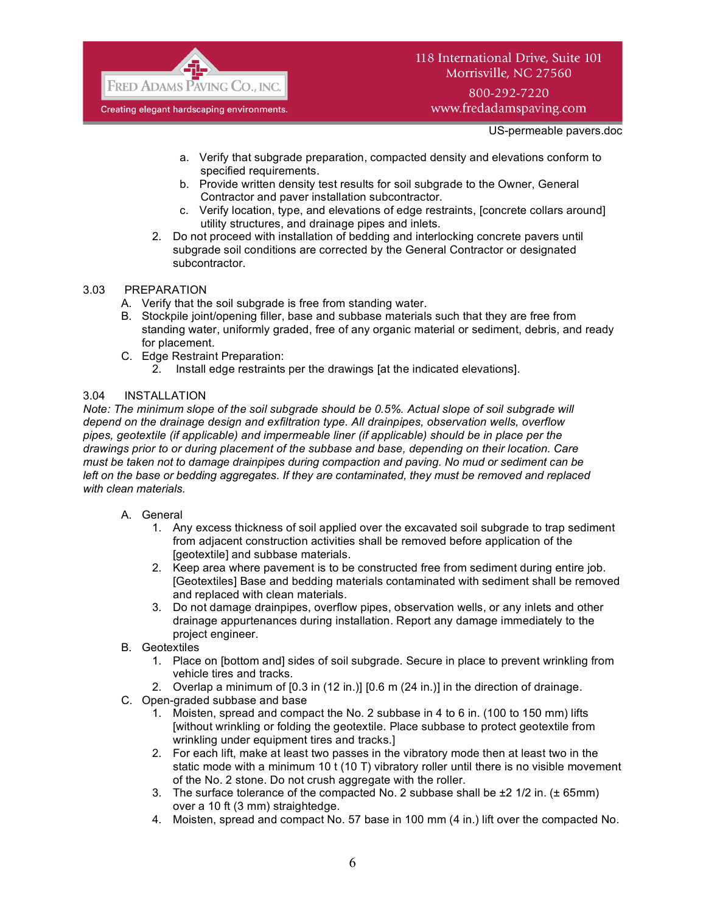a. Verify that subgrade preparation, compacted density and elevations conform to specified requirements.
   b. Provide written density test results for soil subgrade to the Owner, General Contractor and paver installation subcontractor.
   c. Verify location, type, and elevations of edge restraints, [concrete collars around] utility structures, and drainage pipes and inlets.

2. Do not proceed with installation of bedding and interlocking concrete pavers until subgrade soil conditions are corrected by the General Contractor or designated subcontractor.

3.03 PREPARATION

A. Verify that the soil subgrade is free from standing water.

B. Stockpile joint/opening filler, base and subbase materials such that they are free from standing water, uniformly graded, free of any organic material or sediment, debris, and ready for placement.

C. Edge Restraint Preparation:

   2. Install edge restraints per the drawings [at the indicated elevations].

3.04 INSTALLATION

*Note: The minimum slope of the soil subgrade should be 0.5%. Actual slope of soil subgrade will depend on the drainage design and exfiltration type. All drainpipes, observation wells, overflow pipes, geotextile (if applicable) and impermeable liner (if applicable) should be in place per the drawings prior to or during placement of the subbase and base, depending on their location. Care must be taken not to damage drainpipes during compaction and paving. No mud or sediment can be left on the base or bedding aggregates. If they are contaminated, they must be removed and replaced with clean materials.*

A. General

   1. Any excess thickness of soil applied over the excavated soil subgrade to trap sediment from adjacent construction activities shall be removed before application of the [geotextile] and subbase materials.
   2. Keep area where pavement is to be constructed free from sediment during entire job. [Geotextiles] Base and bedding materials contaminated with sediment shall be removed and replaced with clean materials.
   3. Do not damage drainpipes, overflow pipes, observation wells, or any inlets and other drainage appurtenances during installation. Report any damage immediately to the project engineer.

B. Geotextiles

   1. Place on [bottom and] sides of soil subgrade. Secure in place to prevent wrinkling from vehicle tires and tracks.
   2. Overlap a minimum of [0.3 in (12 in.)] [0.6 m (24 in.)] in the direction of drainage.

C. Open-graded subbase and base

   1. Moisten, spread and compact the No. 2 subbase in 4 to 6 in. (100 to 150 mm) lifts [without wrinkling or folding the geotextile. Place subbase to protect geotextile from wrinkling under equipment tires and tracks.]
   2. For each lift, make at least two passes in the vibratory mode then at least two in the static mode with a minimum 10 t (10 T) vibratory roller until there is no visible movement of the No. 2 stone. Do not crush aggregate with the roller.
   3. The surface tolerance of the compacted No. 2 subbase shall be ±2 1/2 in. (± 65mm) over a 10 ft (3 mm) straightedge.
   4. Moisten, spread and compact No. 57 base in 100 mm (4 in.) lift over the compacted No.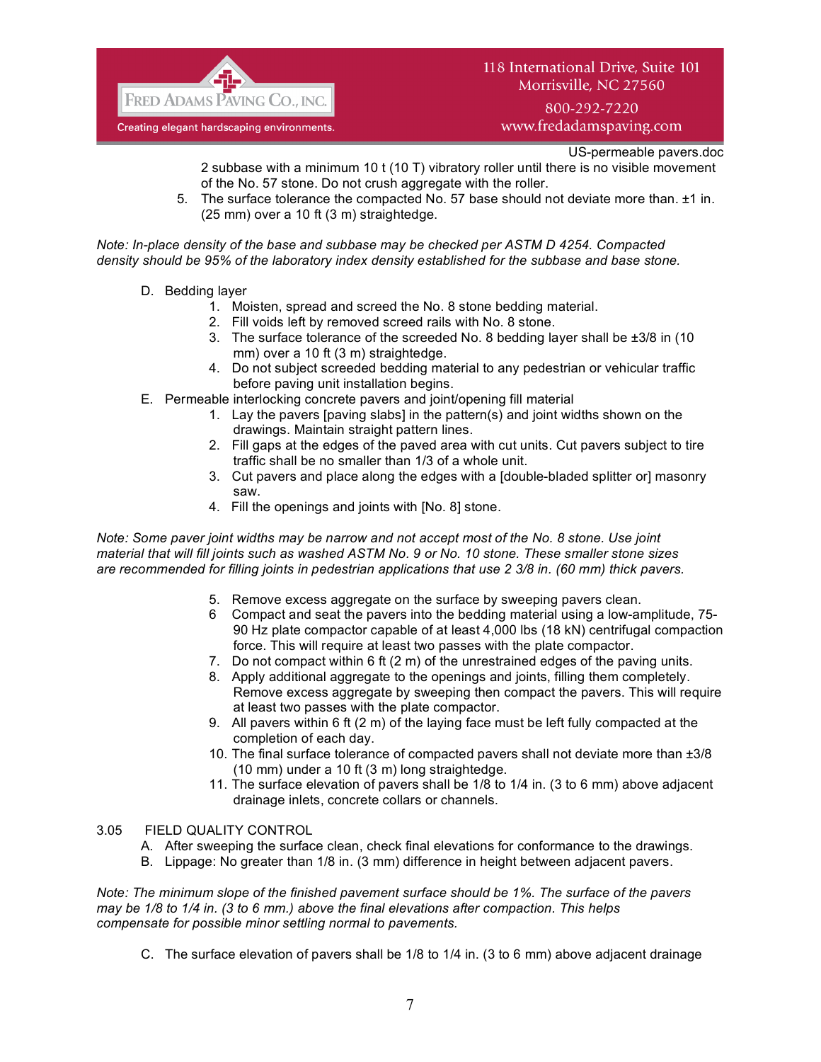2 subbase with a minimum 10 t (10 T) vibratory roller until there is no visible movement of the No. 57 stone. Do not crush aggregate with the roller.

5. The surface tolerance the compacted No. 57 base should not deviate more than. ±1 in. (25 mm) over a 10 ft (3 m) straightedge.

*Note: In-place density of the base and subbase may be checked per ASTM D 4254. Compacted density should be 95% of the laboratory index density established for the subbase and base stone.*

D. Bedding layer
   1. Moisten, spread and screed the No. 8 stone bedding material.
   2. Fill voids left by removed screed rails with No. 8 stone.
   3. The surface tolerance of the screeded No. 8 bedding layer shall be ±3/8 in (10 mm) over a 10 ft (3 m) straightedge.
   4. Do not subject screeded bedding material to any pedestrian or vehicular traffic before paving unit installation begins.

E. Permeable interlocking concrete pavers and joint/opening fill material
   1. Lay the pavers [paving slabs] in the pattern(s) and joint widths shown on the drawings. Maintain straight pattern lines.
   2. Fill gaps at the edges of the paved area with cut units. Cut pavers subject to tire traffic shall be no smaller than 1/3 of a whole unit.
   3. Cut pavers and place along the edges with a [double-bladed splitter or] masonry saw.
   4. Fill the openings and joints with [No. 8] stone.

*Note: Some paver joint widths may be narrow and not accept most of the No. 8 stone. Use joint material that will fill joints such as washed ASTM No. 9 or No. 10 stone. These smaller stone sizes are recommended for filling joints in pedestrian applications that use 2 3/8 in. (60 mm) thick pavers.*

   5. Remove excess aggregate on the surface by sweeping pavers clean.
   6. Compact and seat the pavers into the bedding material using a low-amplitude, 75-90 Hz plate compactor capable of at least 4,000 lbs (18 kN) centrifugal compaction force. This will require at least two passes with the plate compactor.
   7. Do not compact within 6 ft (2 m) of the unrestrained edges of the paving units.
   8. Apply additional aggregate to the openings and joints, filling them completely. Remove excess aggregate by sweeping then compact the pavers. This will require at least two passes with the plate compactor.
   9. All pavers within 6 ft (2 m) of the laying face must be left fully compacted at the completion of each day.
   10. The final surface tolerance of compacted pavers shall not deviate more than ±3/8 (10 mm) under a 10 ft (3 m) long straightedge.
   11. The surface elevation of pavers shall be 1/8 to 1/4 in. (3 to 6 mm) above adjacent drainage inlets, concrete collars or channels.

3.05 FIELD QUALITY CONTROL

A. After sweeping the surface clean, check final elevations for conformance to the drawings.

B. Lippage: No greater than 1/8 in. (3 mm) difference in height between adjacent pavers.

*Note: The minimum slope of the finished pavement surface should be 1%. The surface of the pavers may be 1/8 to 1/4 in. (3 to 6 mm.) above the final elevations after compaction. This helps compensate for possible minor settling normal to pavements.*

C. The surface elevation of pavers shall be 1/8 to 1/4 in. (3 to 6 mm) above adjacent drainage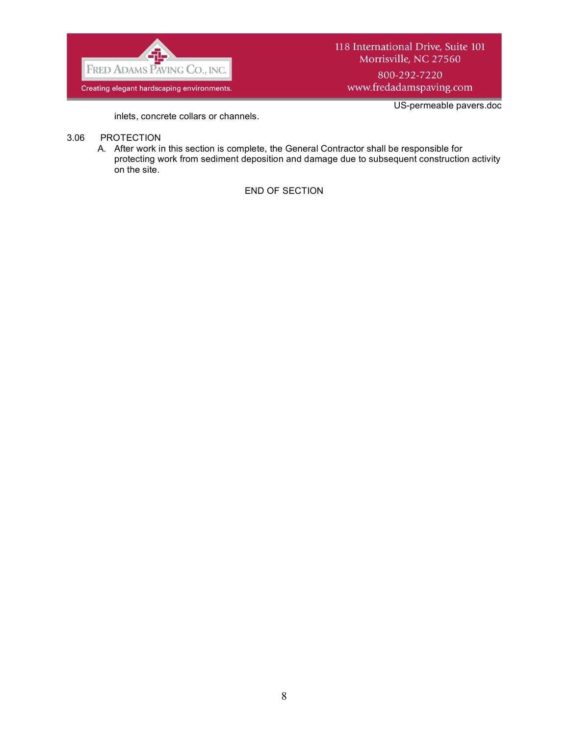inlets, concrete collars or channels.

3.06 PROTECTION

A. After work in this section is complete, the General Contractor shall be responsible for protecting work from sediment deposition and damage due to subsequent construction activity on the site.

END OF SECTION